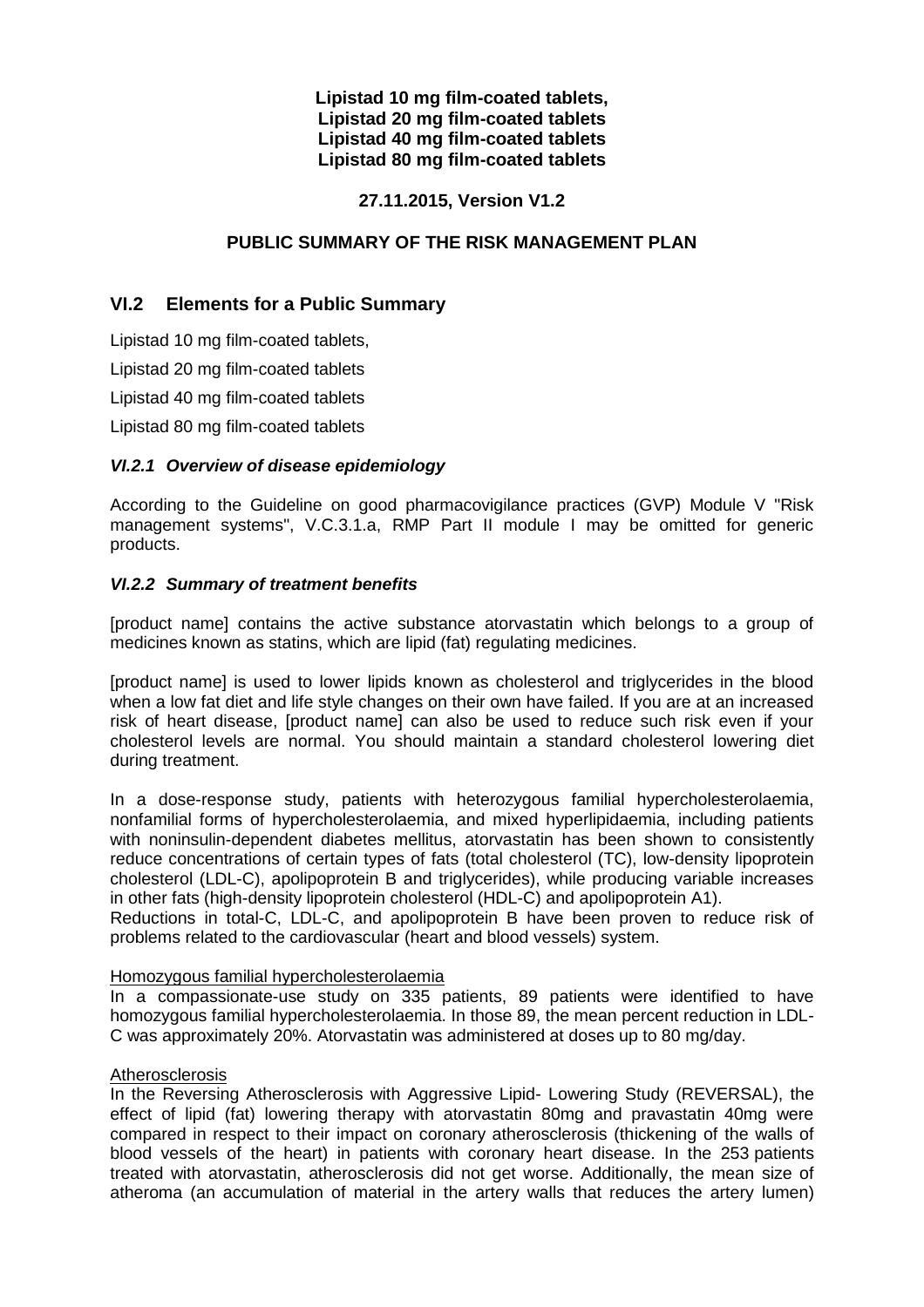**Lipistad 10 mg film-coated tablets,**
**Lipistad 20 mg film-coated tablets**
**Lipistad 40 mg film-coated tablets**
**Lipistad 80 mg film-coated tablets**

**27.11.2015, Version V1.2**

**PUBLIC SUMMARY OF THE RISK MANAGEMENT PLAN**

## VI.2 Elements for a Public Summary

Lipistad 10 mg film-coated tablets,

Lipistad 20 mg film-coated tablets

Lipistad 40 mg film-coated tablets

Lipistad 80 mg film-coated tablets

### *VI.2.1 Overview of disease epidemiology*

According to the Guideline on good pharmacovigilance practices (GVP) Module V "Risk management systems", V.C.3.1.a, RMP Part II module I may be omitted for generic products.

### *VI.2.2 Summary of treatment benefits*

[product name] contains the active substance atorvastatin which belongs to a group of medicines known as statins, which are lipid (fat) regulating medicines.

[product name] is used to lower lipids known as cholesterol and triglycerides in the blood when a low fat diet and life style changes on their own have failed. If you are at an increased risk of heart disease, [product name] can also be used to reduce such risk even if your cholesterol levels are normal. You should maintain a standard cholesterol lowering diet during treatment.

In a dose-response study, patients with heterozygous familial hypercholesterolaemia, nonfamilial forms of hypercholesterolaemia, and mixed hyperlipidaemia, including patients with noninsulin-dependent diabetes mellitus, atorvastatin has been shown to consistently reduce concentrations of certain types of fats (total cholesterol (TC), low-density lipoprotein cholesterol (LDL-C), apolipoprotein B and triglycerides), while producing variable increases in other fats (high-density lipoprotein cholesterol (HDL-C) and apolipoprotein A1).
Reductions in total-C, LDL-C, and apolipoprotein B have been proven to reduce risk of problems related to the cardiovascular (heart and blood vessels) system.

<u>Homozygous familial hypercholesterolaemia</u>
In a compassionate-use study on 335 patients, 89 patients were identified to have homozygous familial hypercholesterolaemia. In those 89, the mean percent reduction in LDL-C was approximately 20%. Atorvastatin was administered at doses up to 80 mg/day.

<u>Atherosclerosis</u>
In the Reversing Atherosclerosis with Aggressive Lipid- Lowering Study (REVERSAL), the effect of lipid (fat) lowering therapy with atorvastatin 80mg and pravastatin 40mg were compared in respect to their impact on coronary atherosclerosis (thickening of the walls of blood vessels of the heart) in patients with coronary heart disease. In the 253 patients treated with atorvastatin, atherosclerosis did not get worse. Additionally, the mean size of atheroma (an accumulation of material in the artery walls that reduces the artery lumen)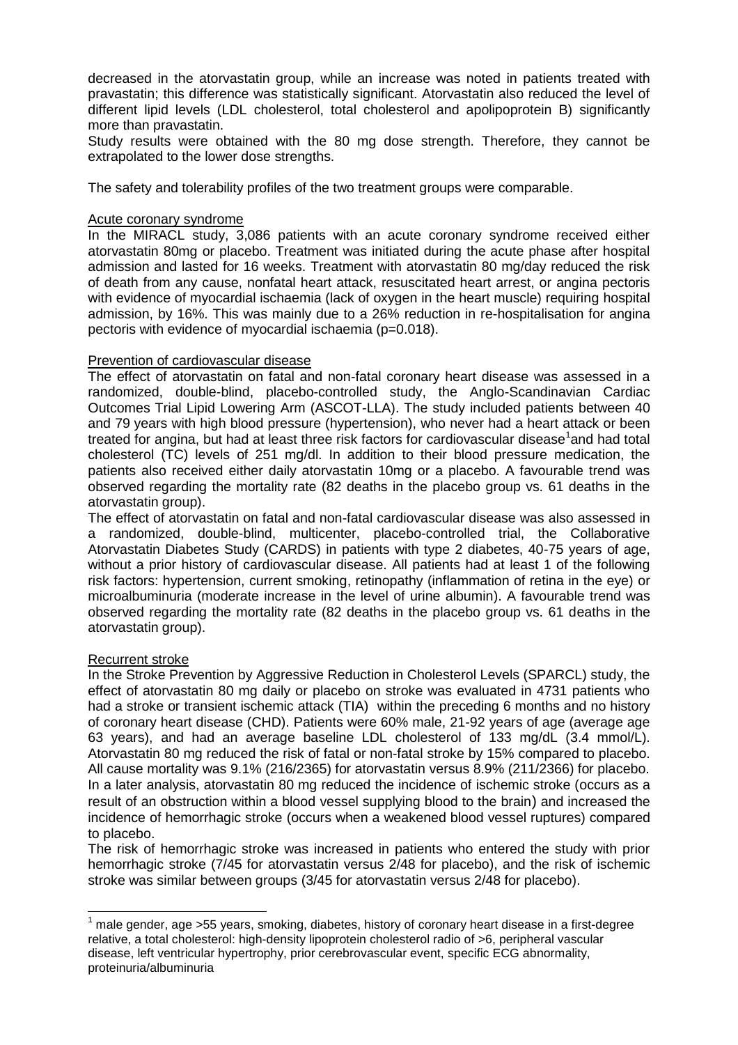decreased in the atorvastatin group, while an increase was noted in patients treated with pravastatin; this difference was statistically significant. Atorvastatin also reduced the level of different lipid levels (LDL cholesterol, total cholesterol and apolipoprotein B) significantly more than pravastatin.

Study results were obtained with the 80 mg dose strength. Therefore, they cannot be extrapolated to the lower dose strengths.

The safety and tolerability profiles of the two treatment groups were comparable.

Acute coronary syndrome

In the MIRACL study, 3,086 patients with an acute coronary syndrome received either atorvastatin 80mg or placebo. Treatment was initiated during the acute phase after hospital admission and lasted for 16 weeks. Treatment with atorvastatin 80 mg/day reduced the risk of death from any cause, nonfatal heart attack, resuscitated heart arrest, or angina pectoris with evidence of myocardial ischaemia (lack of oxygen in the heart muscle) requiring hospital admission, by 16%. This was mainly due to a 26% reduction in re-hospitalisation for angina pectoris with evidence of myocardial ischaemia (p=0.018).

Prevention of cardiovascular disease

The effect of atorvastatin on fatal and non-fatal coronary heart disease was assessed in a randomized, double-blind, placebo-controlled study, the Anglo-Scandinavian Cardiac Outcomes Trial Lipid Lowering Arm (ASCOT-LLA). The study included patients between 40 and 79 years with high blood pressure (hypertension), who never had a heart attack or been treated for angina, but had at least three risk factors for cardiovascular disease[1]and had total cholesterol (TC) levels of 251 mg/dl. In addition to their blood pressure medication, the patients also received either daily atorvastatin 10mg or a placebo. A favourable trend was observed regarding the mortality rate (82 deaths in the placebo group vs. 61 deaths in the atorvastatin group).

The effect of atorvastatin on fatal and non-fatal cardiovascular disease was also assessed in a randomized, double-blind, multicenter, placebo-controlled trial, the Collaborative Atorvastatin Diabetes Study (CARDS) in patients with type 2 diabetes, 40-75 years of age, without a prior history of cardiovascular disease. All patients had at least 1 of the following risk factors: hypertension, current smoking, retinopathy (inflammation of retina in the eye) or microalbuminuria (moderate increase in the level of urine albumin). A favourable trend was observed regarding the mortality rate (82 deaths in the placebo group vs. 61 deaths in the atorvastatin group).

Recurrent stroke

In the Stroke Prevention by Aggressive Reduction in Cholesterol Levels (SPARCL) study, the effect of atorvastatin 80 mg daily or placebo on stroke was evaluated in 4731 patients who had a stroke or transient ischemic attack (TIA) within the preceding 6 months and no history of coronary heart disease (CHD). Patients were 60% male, 21-92 years of age (average age 63 years), and had an average baseline LDL cholesterol of 133 mg/dL (3.4 mmol/L). Atorvastatin 80 mg reduced the risk of fatal or non-fatal stroke by 15% compared to placebo. All cause mortality was 9.1% (216/2365) for atorvastatin versus 8.9% (211/2366) for placebo. In a later analysis, atorvastatin 80 mg reduced the incidence of ischemic stroke (occurs as a result of an obstruction within a blood vessel supplying blood to the brain) and increased the incidence of hemorrhagic stroke (occurs when a weakened blood vessel ruptures) compared to placebo.

The risk of hemorrhagic stroke was increased in patients who entered the study with prior hemorrhagic stroke (7/45 for atorvastatin versus 2/48 for placebo), and the risk of ischemic stroke was similar between groups (3/45 for atorvastatin versus 2/48 for placebo).

---

[1] male gender, age >55 years, smoking, diabetes, history of coronary heart disease in a first-degree relative, a total cholesterol: high-density lipoprotein cholesterol radio of >6, peripheral vascular disease, left ventricular hypertrophy, prior cerebrovascular event, specific ECG abnormality, proteinuria/albuminuria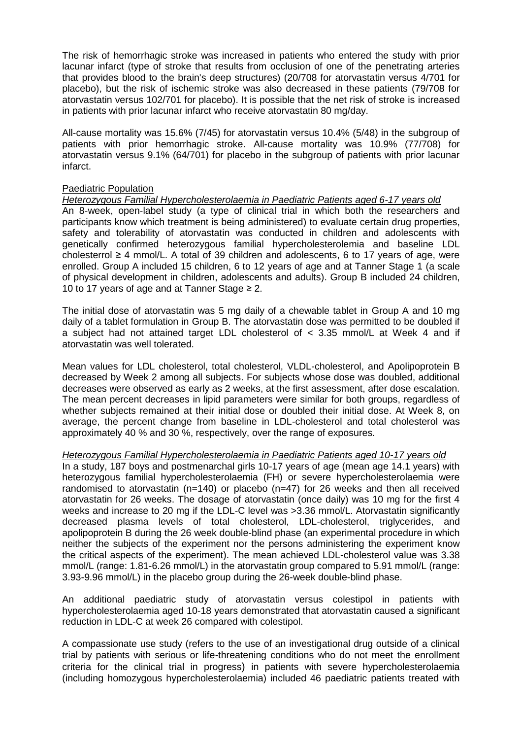The risk of hemorrhagic stroke was increased in patients who entered the study with prior lacunar infarct (type of stroke that results from occlusion of one of the penetrating arteries that provides blood to the brain's deep structures) (20/708 for atorvastatin versus 4/701 for placebo), but the risk of ischemic stroke was also decreased in these patients (79/708 for atorvastatin versus 102/701 for placebo). It is possible that the net risk of stroke is increased in patients with prior lacunar infarct who receive atorvastatin 80 mg/day.

All-cause mortality was 15.6% (7/45) for atorvastatin versus 10.4% (5/48) in the subgroup of patients with prior hemorrhagic stroke. All-cause mortality was 10.9% (77/708) for atorvastatin versus 9.1% (64/701) for placebo in the subgroup of patients with prior lacunar infarct.

<u>Paediatric Population</u>

*<u>Heterozygous Familial Hypercholesterolaemia in Paediatric Patients aged 6-17 years old</u>*

An 8-week, open-label study (a type of clinical trial in which both the researchers and participants know which treatment is being administered) to evaluate certain drug properties, safety and tolerability of atorvastatin was conducted in children and adolescents with genetically confirmed heterozygous familial hypercholesterolemia and baseline LDL cholesterrol ≥ 4 mmol/L. A total of 39 children and adolescents, 6 to 17 years of age, were enrolled. Group A included 15 children, 6 to 12 years of age and at Tanner Stage 1 (a scale of physical development in children, adolescents and adults). Group B included 24 children, 10 to 17 years of age and at Tanner Stage ≥ 2.

The initial dose of atorvastatin was 5 mg daily of a chewable tablet in Group A and 10 mg daily of a tablet formulation in Group B. The atorvastatin dose was permitted to be doubled if a subject had not attained target LDL cholesterol of < 3.35 mmol/L at Week 4 and if atorvastatin was well tolerated.

Mean values for LDL cholesterol, total cholesterol, VLDL-cholesterol, and Apolipoprotein B decreased by Week 2 among all subjects. For subjects whose dose was doubled, additional decreases were observed as early as 2 weeks, at the first assessment, after dose escalation. The mean percent decreases in lipid parameters were similar for both groups, regardless of whether subjects remained at their initial dose or doubled their initial dose. At Week 8, on average, the percent change from baseline in LDL-cholesterol and total cholesterol was approximately 40 % and 30 %, respectively, over the range of exposures.

*<u>Heterozygous Familial Hypercholesterolaemia in Paediatric Patients aged 10-17 years old</u>*

In a study, 187 boys and postmenarchal girls 10-17 years of age (mean age 14.1 years) with heterozygous familial hypercholesterolaemia (FH) or severe hypercholesterolaemia were randomised to atorvastatin (n=140) or placebo (n=47) for 26 weeks and then all received atorvastatin for 26 weeks. The dosage of atorvastatin (once daily) was 10 mg for the first 4 weeks and increase to 20 mg if the LDL-C level was >3.36 mmol/L. Atorvastatin significantly decreased plasma levels of total cholesterol, LDL-cholesterol, triglycerides, and apolipoprotein B during the 26 week double-blind phase (an experimental procedure in which neither the subjects of the experiment nor the persons administering the experiment know the critical aspects of the experiment). The mean achieved LDL-cholesterol value was 3.38 mmol/L (range: 1.81-6.26 mmol/L) in the atorvastatin group compared to 5.91 mmol/L (range: 3.93-9.96 mmol/L) in the placebo group during the 26-week double-blind phase.

An additional paediatric study of atorvastatin versus colestipol in patients with hypercholesterolaemia aged 10-18 years demonstrated that atorvastatin caused a significant reduction in LDL-C at week 26 compared with colestipol.

A compassionate use study (refers to the use of an investigational drug outside of a clinical trial by patients with serious or life-threatening conditions who do not meet the enrollment criteria for the clinical trial in progress) in patients with severe hypercholesterolaemia (including homozygous hypercholesterolaemia) included 46 paediatric patients treated with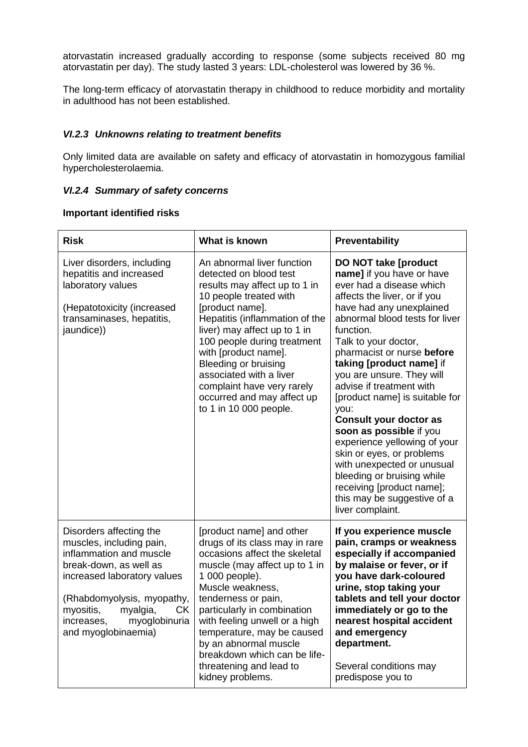atorvastatin increased gradually according to response (some subjects received 80 mg atorvastatin per day). The study lasted 3 years: LDL-cholesterol was lowered by 36 %.

The long-term efficacy of atorvastatin therapy in childhood to reduce morbidity and mortality in adulthood has not been established.

### *VI.2.3 Unknowns relating to treatment benefits*

Only limited data are available on safety and efficacy of atorvastatin in homozygous familial hypercholesterolaemia.

### *VI.2.4 Summary of safety concerns*

**Important identified risks**

| Risk | What is known | Preventability |
|---|---|---|
| Liver disorders, including hepatitis and increased laboratory values<br><br>(Hepatotoxicity (increased transaminases, hepatitis, jaundice)) | An abnormal liver function detected on blood test results may affect up to 1 in 10 people treated with [product name]. Hepatitis (inflammation of the liver) may affect up to 1 in 100 people during treatment with [product name]. Bleeding or bruising associated with a liver complaint have very rarely occurred and may affect up to 1 in 10 000 people. | **DO NOT take [product name]** if you have or have ever had a disease which affects the liver, or if you have had any unexplained abnormal blood tests for liver function.<br>Talk to your doctor, pharmacist or nurse **before taking [product name]** if you are unsure. They will advise if treatment with [product name] is suitable for you:<br>**Consult your doctor as soon as possible** if you experience yellowing of your skin or eyes, or problems with unexpected or unusual bleeding or bruising while receiving [product name]; this may be suggestive of a liver complaint. |
| Disorders affecting the muscles, including pain, inflammation and muscle break-down, as well as increased laboratory values<br><br>(Rhabdomyolysis, myopathy, myositis, myalgia, CK increases, myoglobinuria and myoglobinaemia) | [product name] and other drugs of its class may in rare occasions affect the skeletal muscle (may affect up to 1 in 1 000 people).<br>Muscle weakness, tenderness or pain, particularly in combination with feeling unwell or a high temperature, may be caused by an abnormal muscle breakdown which can be life-threatening and lead to kidney problems. | **If you experience muscle pain, cramps or weakness especially if accompanied by malaise or fever, or if you have dark-coloured urine, stop taking your tablets and tell your doctor immediately or go to the nearest hospital accident and emergency department.**<br><br>Several conditions may predispose you to |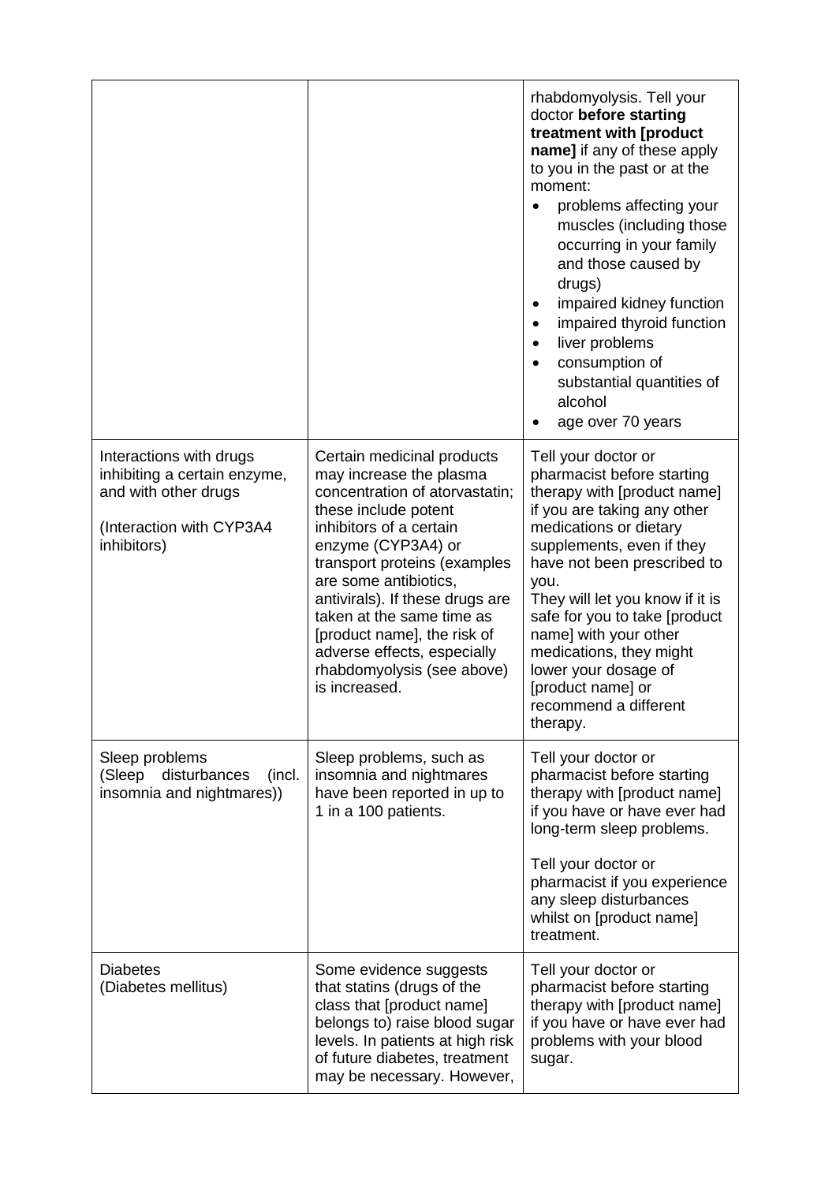| | | |
|---|---|---|
| | | rhabdomyolysis. Tell your doctor **before starting treatment with [product name]** if any of these apply to you in the past or at the moment:<br>• problems affecting your muscles (including those occurring in your family and those caused by drugs)<br>• impaired kidney function<br>• impaired thyroid function<br>• liver problems<br>• consumption of substantial quantities of alcohol<br>• age over 70 years |
| Interactions with drugs inhibiting a certain enzyme, and with other drugs<br><br>(Interaction with CYP3A4 inhibitors) | Certain medicinal products may increase the plasma concentration of atorvastatin; these include potent inhibitors of a certain enzyme (CYP3A4) or transport proteins (examples are some antibiotics, antivirals). If these drugs are taken at the same time as [product name], the risk of adverse effects, especially rhabdomyolysis (see above) is increased. | Tell your doctor or pharmacist before starting therapy with [product name] if you are taking any other medications or dietary supplements, even if they have not been prescribed to you.<br>They will let you know if it is safe for you to take [product name] with your other medications, they might lower your dosage of [product name] or recommend a different therapy. |
| Sleep problems<br>(Sleep disturbances (incl. insomnia and nightmares)) | Sleep problems, such as insomnia and nightmares have been reported in up to 1 in a 100 patients. | Tell your doctor or pharmacist before starting therapy with [product name] if you have or have ever had long-term sleep problems.<br><br>Tell your doctor or pharmacist if you experience any sleep disturbances whilst on [product name] treatment. |
| Diabetes<br>(Diabetes mellitus) | Some evidence suggests that statins (drugs of the class that [product name] belongs to) raise blood sugar levels. In patients at high risk of future diabetes, treatment may be necessary. However, | Tell your doctor or pharmacist before starting therapy with [product name] if you have or have ever had problems with your blood sugar. |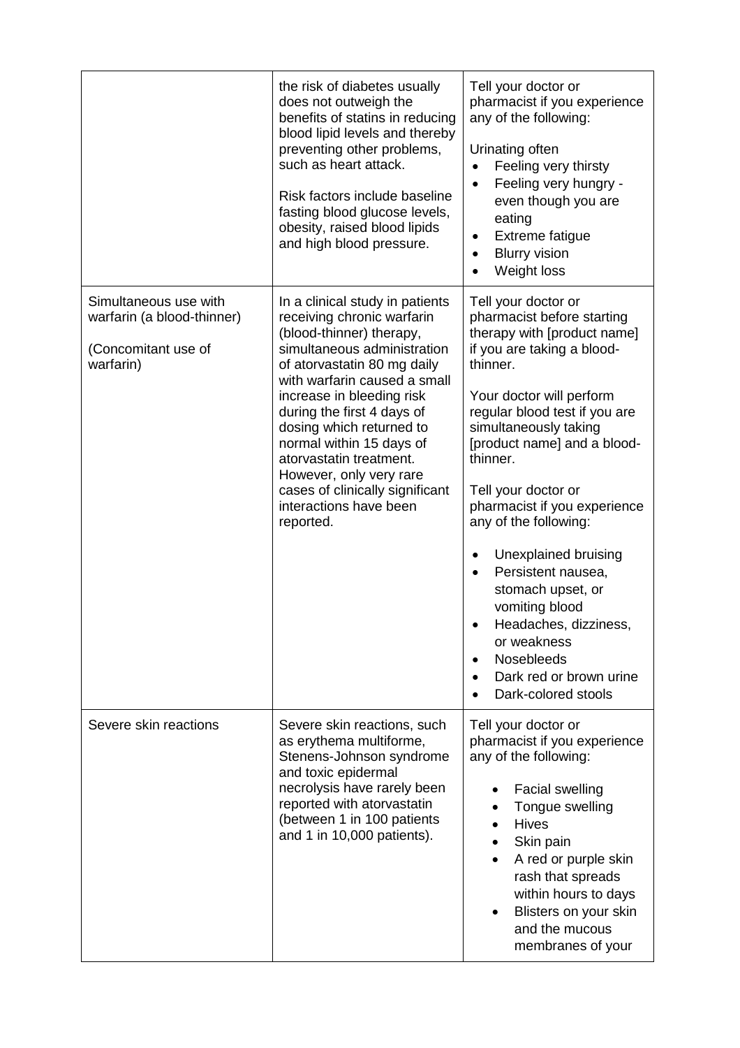| | | |
|---|---|---|
| | the risk of diabetes usually does not outweigh the benefits of statins in reducing blood lipid levels and thereby preventing other problems, such as heart attack.<br><br>Risk factors include baseline fasting blood glucose levels, obesity, raised blood lipids and high blood pressure. | Tell your doctor or pharmacist if you experience any of the following:<br><br>Urinating often<br>• Feeling very thirsty<br>• Feeling very hungry - even though you are eating<br>• Extreme fatigue<br>• Blurry vision<br>• Weight loss |
| Simultaneous use with warfarin (a blood-thinner)<br><br>(Concomitant use of warfarin) | In a clinical study in patients receiving chronic warfarin (blood-thinner) therapy, simultaneous administration of atorvastatin 80 mg daily with warfarin caused a small increase in bleeding risk during the first 4 days of dosing which returned to normal within 15 days of atorvastatin treatment. However, only very rare cases of clinically significant interactions have been reported. | Tell your doctor or pharmacist before starting therapy with [product name] if you are taking a blood-thinner.<br><br>Your doctor will perform regular blood test if you are simultaneously taking [product name] and a blood-thinner.<br><br>Tell your doctor or pharmacist if you experience any of the following:<br><br>• Unexplained bruising<br>• Persistent nausea, stomach upset, or vomiting blood<br>• Headaches, dizziness, or weakness<br>• Nosebleeds<br>• Dark red or brown urine<br>• Dark-colored stools |
| Severe skin reactions | Severe skin reactions, such as erythema multiforme, Stenens-Johnson syndrome and toxic epidermal necrolysis have rarely been reported with atorvastatin (between 1 in 100 patients and 1 in 10,000 patients). | Tell your doctor or pharmacist if you experience any of the following:<br><br>• Facial swelling<br>• Tongue swelling<br>• Hives<br>• Skin pain<br>• A red or purple skin rash that spreads within hours to days<br>• Blisters on your skin and the mucous membranes of your |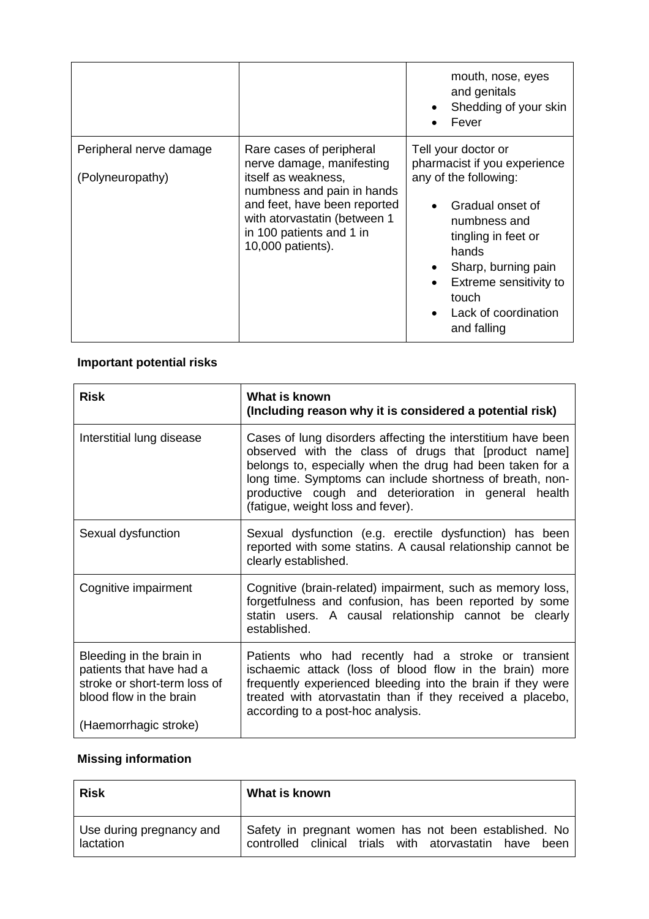| | | |
|---|---|---|
| | | mouth, nose, eyes and genitals<br>• Shedding of your skin<br>• Fever |
| Peripheral nerve damage<br><br>(Polyneuropathy) | Rare cases of peripheral nerve damage, manifesting itself as weakness, numbness and pain in hands and feet, have been reported with atorvastatin (between 1 in 100 patients and 1 in 10,000 patients). | Tell your doctor or pharmacist if you experience any of the following:<br>• Gradual onset of numbness and tingling in feet or hands<br>• Sharp, burning pain<br>• Extreme sensitivity to touch<br>• Lack of coordination and falling |

**Important potential risks**

| Risk | What is known<br>(Including reason why it is considered a potential risk) |
|---|---|
| Interstitial lung disease | Cases of lung disorders affecting the interstitium have been observed with the class of drugs that [product name] belongs to, especially when the drug had been taken for a long time. Symptoms can include shortness of breath, non-productive cough and deterioration in general health (fatigue, weight loss and fever). |
| Sexual dysfunction | Sexual dysfunction (e.g. erectile dysfunction) has been reported with some statins. A causal relationship cannot be clearly established. |
| Cognitive impairment | Cognitive (brain-related) impairment, such as memory loss, forgetfulness and confusion, has been reported by some statin users. A causal relationship cannot be clearly established. |
| Bleeding in the brain in patients that have had a stroke or short-term loss of blood flow in the brain<br><br>(Haemorrhagic stroke) | Patients who had recently had a stroke or transient ischaemic attack (loss of blood flow in the brain) more frequently experienced bleeding into the brain if they were treated with atorvastatin than if they received a placebo, according to a post-hoc analysis. |

**Missing information**

| Risk | What is known |
|---|---|
| Use during pregnancy and lactation | Safety in pregnant women has not been established. No controlled clinical trials with atorvastatin have been |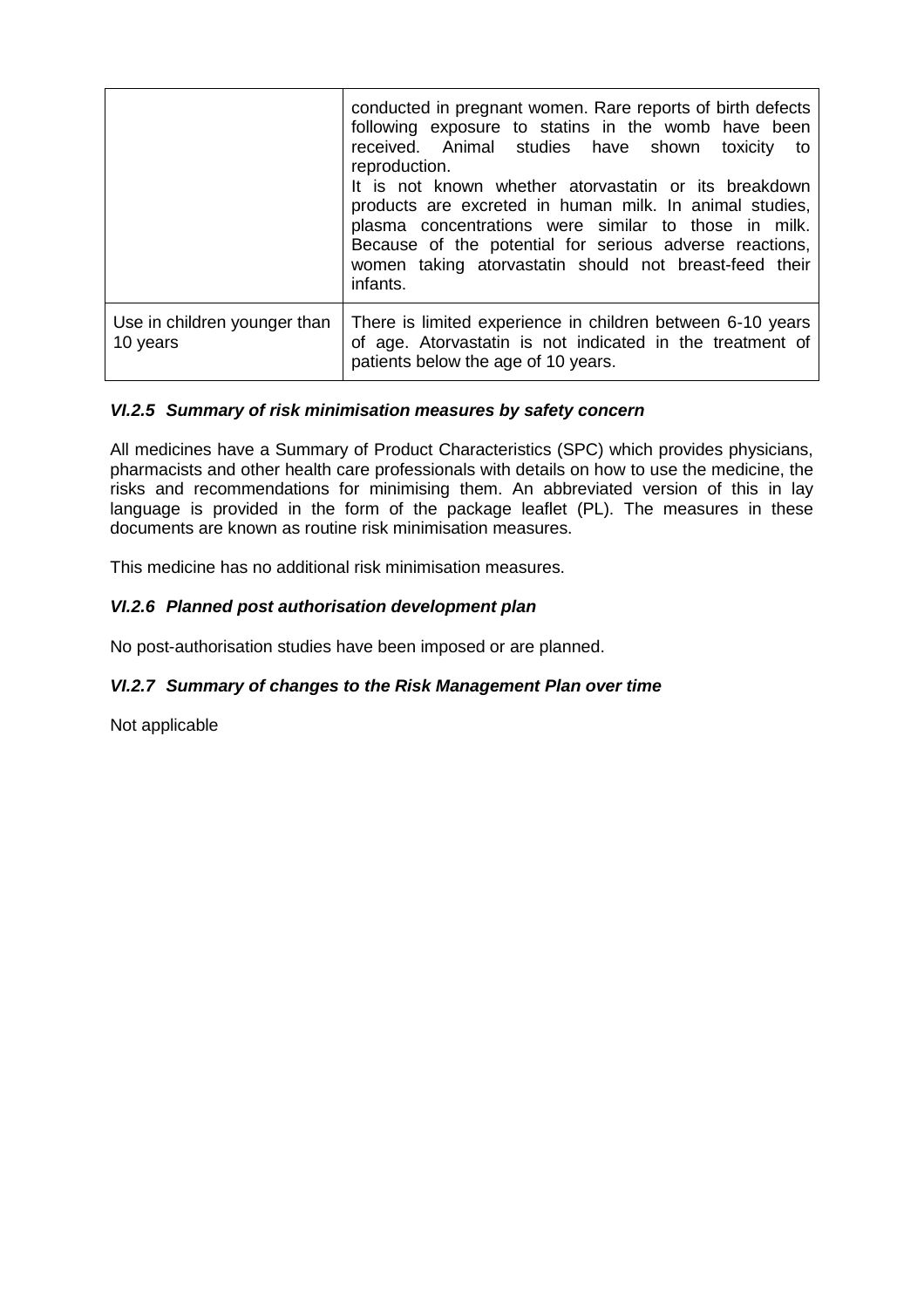| | |
|---|---|
| | conducted in pregnant women. Rare reports of birth defects following exposure to statins in the womb have been received. Animal studies have shown toxicity to reproduction.<br>It is not known whether atorvastatin or its breakdown products are excreted in human milk. In animal studies, plasma concentrations were similar to those in milk. Because of the potential for serious adverse reactions, women taking atorvastatin should not breast-feed their infants. |
| Use in children younger than 10 years | There is limited experience in children between 6-10 years of age. Atorvastatin is not indicated in the treatment of patients below the age of 10 years. |

### *VI.2.5 Summary of risk minimisation measures by safety concern*

All medicines have a Summary of Product Characteristics (SPC) which provides physicians, pharmacists and other health care professionals with details on how to use the medicine, the risks and recommendations for minimising them. An abbreviated version of this in lay language is provided in the form of the package leaflet (PL). The measures in these documents are known as routine risk minimisation measures.

This medicine has no additional risk minimisation measures.

### *VI.2.6 Planned post authorisation development plan*

No post-authorisation studies have been imposed or are planned.

### *VI.2.7 Summary of changes to the Risk Management Plan over time*

Not applicable